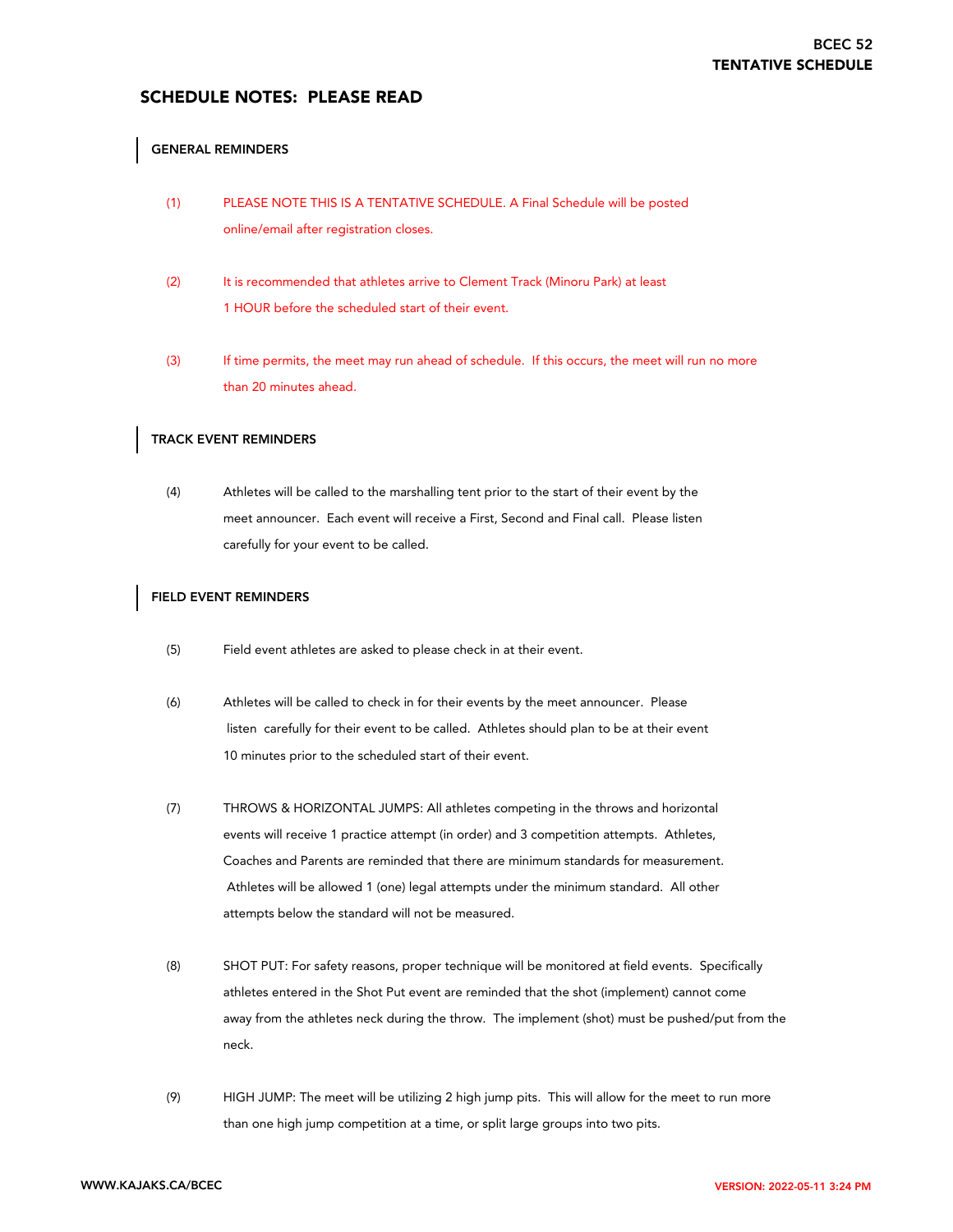**BCEC 52**
**TENTATIVE SCHEDULE**

# SCHEDULE NOTES: PLEASE READ

## GENERAL REMINDERS

(1) PLEASE NOTE THIS IS A TENTATIVE SCHEDULE. A Final Schedule will be posted online/email after registration closes.

(2) It is recommended that athletes arrive to Clement Track (Minoru Park) at least 1 HOUR before the scheduled start of their event.

(3) If time permits, the meet may run ahead of schedule. If this occurs, the meet will run no more than 20 minutes ahead.

## TRACK EVENT REMINDERS

(4) Athletes will be called to the marshalling tent prior to the start of their event by the meet announcer. Each event will receive a First, Second and Final call. Please listen carefully for your event to be called.

## FIELD EVENT REMINDERS

(5) Field event athletes are asked to please check in at their event.

(6) Athletes will be called to check in for their events by the meet announcer. Please listen carefully for their event to be called. Athletes should plan to be at their event 10 minutes prior to the scheduled start of their event.

(7) THROWS & HORIZONTAL JUMPS: All athletes competing in the throws and horizontal events will receive 1 practice attempt (in order) and 3 competition attempts. Athletes, Coaches and Parents are reminded that there are minimum standards for measurement. Athletes will be allowed 1 (one) legal attempts under the minimum standard. All other attempts below the standard will not be measured.

(8) SHOT PUT: For safety reasons, proper technique will be monitored at field events. Specifically athletes entered in the Shot Put event are reminded that the shot (implement) cannot come away from the athletes neck during the throw. The implement (shot) must be pushed/put from the neck.

(9) HIGH JUMP: The meet will be utilizing 2 high jump pits. This will allow for the meet to run more than one high jump competition at a time, or split large groups into two pits.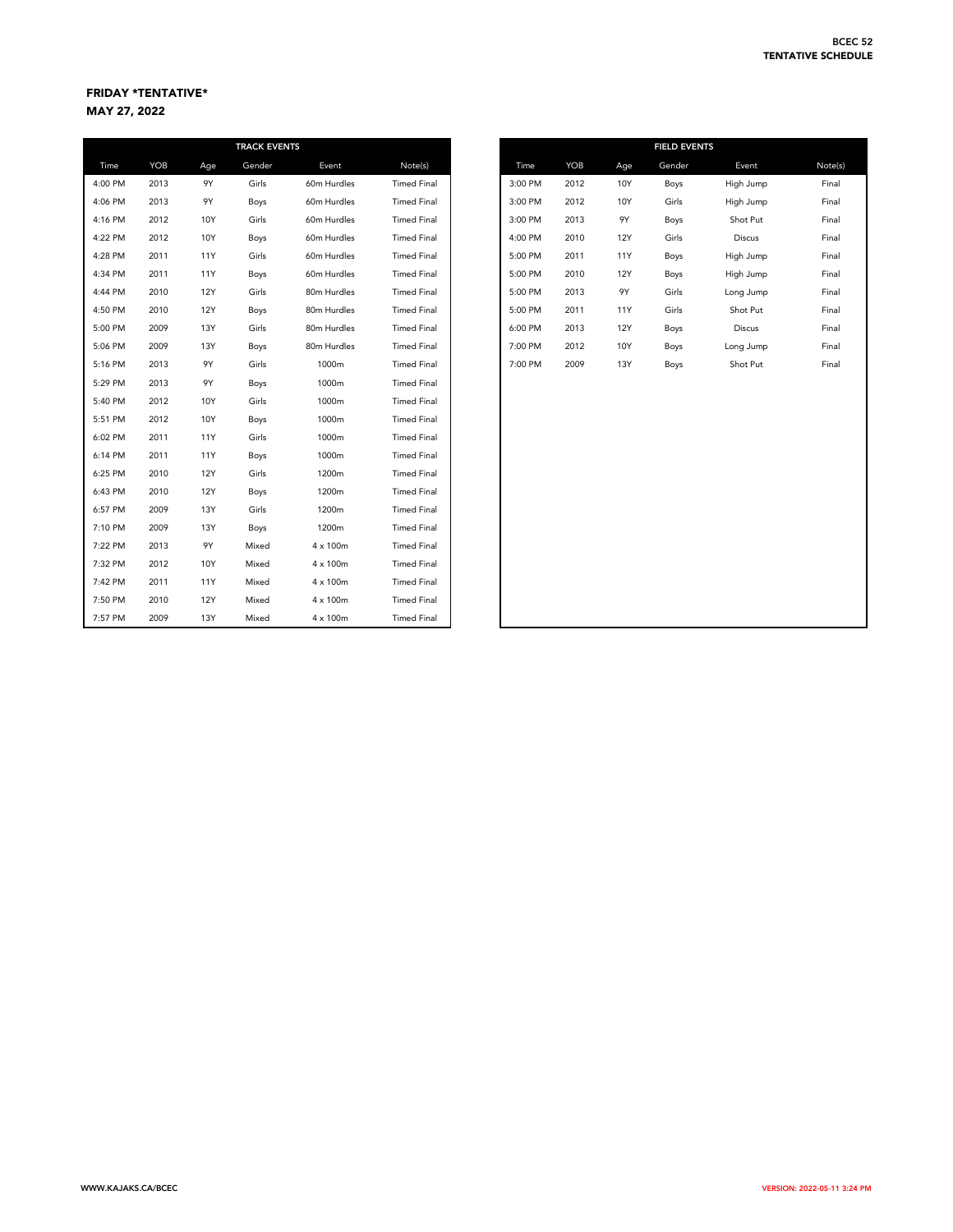## FRIDAY *TENTATIVE*

## MAY 27, 2022

**TRACK EVENTS**

| Time | YOB | Age | Gender | Event | Note(s) |
|---|---|---|---|---|---|
| 4:00 PM | 2013 | 9Y | Girls | 60m Hurdles | Timed Final |
| 4:06 PM | 2013 | 9Y | Boys | 60m Hurdles | Timed Final |
| 4:16 PM | 2012 | 10Y | Girls | 60m Hurdles | Timed Final |
| 4:22 PM | 2012 | 10Y | Boys | 60m Hurdles | Timed Final |
| 4:28 PM | 2011 | 11Y | Girls | 60m Hurdles | Timed Final |
| 4:34 PM | 2011 | 11Y | Boys | 60m Hurdles | Timed Final |
| 4:44 PM | 2010 | 12Y | Girls | 80m Hurdles | Timed Final |
| 4:50 PM | 2010 | 12Y | Boys | 80m Hurdles | Timed Final |
| 5:00 PM | 2009 | 13Y | Girls | 80m Hurdles | Timed Final |
| 5:06 PM | 2009 | 13Y | Boys | 80m Hurdles | Timed Final |
| 5:16 PM | 2013 | 9Y | Girls | 1000m | Timed Final |
| 5:29 PM | 2013 | 9Y | Boys | 1000m | Timed Final |
| 5:40 PM | 2012 | 10Y | Girls | 1000m | Timed Final |
| 5:51 PM | 2012 | 10Y | Boys | 1000m | Timed Final |
| 6:02 PM | 2011 | 11Y | Girls | 1000m | Timed Final |
| 6:14 PM | 2011 | 11Y | Boys | 1000m | Timed Final |
| 6:25 PM | 2010 | 12Y | Girls | 1200m | Timed Final |
| 6:43 PM | 2010 | 12Y | Boys | 1200m | Timed Final |
| 6:57 PM | 2009 | 13Y | Girls | 1200m | Timed Final |
| 7:10 PM | 2009 | 13Y | Boys | 1200m | Timed Final |
| 7:22 PM | 2013 | 9Y | Mixed | 4 x 100m | Timed Final |
| 7:32 PM | 2012 | 10Y | Mixed | 4 x 100m | Timed Final |
| 7:42 PM | 2011 | 11Y | Mixed | 4 x 100m | Timed Final |
| 7:50 PM | 2010 | 12Y | Mixed | 4 x 100m | Timed Final |
| 7:57 PM | 2009 | 13Y | Mixed | 4 x 100m | Timed Final |

**FIELD EVENTS**

| Time | YOB | Age | Gender | Event | Note(s) |
|---|---|---|---|---|---|
| 3:00 PM | 2012 | 10Y | Boys | High Jump | Final |
| 3:00 PM | 2012 | 10Y | Girls | High Jump | Final |
| 3:00 PM | 2013 | 9Y | Boys | Shot Put | Final |
| 4:00 PM | 2010 | 12Y | Girls | Discus | Final |
| 5:00 PM | 2011 | 11Y | Boys | High Jump | Final |
| 5:00 PM | 2010 | 12Y | Boys | High Jump | Final |
| 5:00 PM | 2013 | 9Y | Girls | Long Jump | Final |
| 5:00 PM | 2011 | 11Y | Girls | Shot Put | Final |
| 6:00 PM | 2013 | 12Y | Boys | Discus | Final |
| 7:00 PM | 2012 | 10Y | Boys | Long Jump | Final |
| 7:00 PM | 2009 | 13Y | Boys | Shot Put | Final |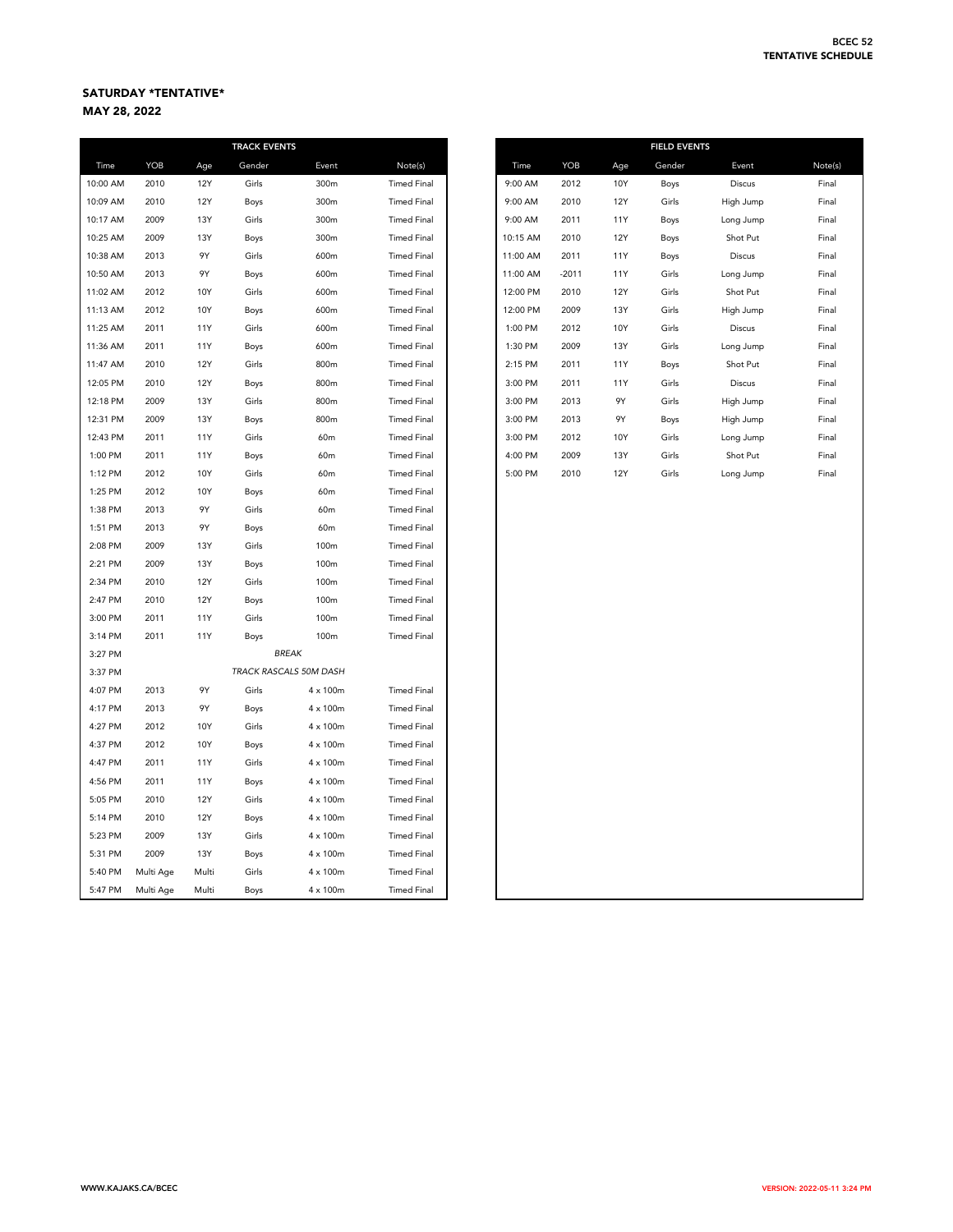## SATURDAY *TENTATIVE*

## MAY 28, 2022

| TRACK EVENTS | | | | | |
|---|---|---|---|---|---|
| Time | YOB | Age | Gender | Event | Note(s) |
| 10:00 AM | 2010 | 12Y | Girls | 300m | Timed Final |
| 10:09 AM | 2010 | 12Y | Boys | 300m | Timed Final |
| 10:17 AM | 2009 | 13Y | Girls | 300m | Timed Final |
| 10:25 AM | 2009 | 13Y | Boys | 300m | Timed Final |
| 10:38 AM | 2013 | 9Y | Girls | 600m | Timed Final |
| 10:50 AM | 2013 | 9Y | Boys | 600m | Timed Final |
| 11:02 AM | 2012 | 10Y | Girls | 600m | Timed Final |
| 11:13 AM | 2012 | 10Y | Boys | 600m | Timed Final |
| 11:25 AM | 2011 | 11Y | Girls | 600m | Timed Final |
| 11:36 AM | 2011 | 11Y | Boys | 600m | Timed Final |
| 11:47 AM | 2010 | 12Y | Girls | 800m | Timed Final |
| 12:05 PM | 2010 | 12Y | Boys | 800m | Timed Final |
| 12:18 PM | 2009 | 13Y | Girls | 800m | Timed Final |
| 12:31 PM | 2009 | 13Y | Boys | 800m | Timed Final |
| 12:43 PM | 2011 | 11Y | Girls | 60m | Timed Final |
| 1:00 PM | 2011 | 11Y | Boys | 60m | Timed Final |
| 1:12 PM | 2012 | 10Y | Girls | 60m | Timed Final |
| 1:25 PM | 2012 | 10Y | Boys | 60m | Timed Final |
| 1:38 PM | 2013 | 9Y | Girls | 60m | Timed Final |
| 1:51 PM | 2013 | 9Y | Boys | 60m | Timed Final |
| 2:08 PM | 2009 | 13Y | Girls | 100m | Timed Final |
| 2:21 PM | 2009 | 13Y | Boys | 100m | Timed Final |
| 2:34 PM | 2010 | 12Y | Girls | 100m | Timed Final |
| 2:47 PM | 2010 | 12Y | Boys | 100m | Timed Final |
| 3:00 PM | 2011 | 11Y | Girls | 100m | Timed Final |
| 3:14 PM | 2011 | 11Y | Boys | 100m | Timed Final |
| 3:27 PM | | | *BREAK* | | |
| 3:37 PM | | | *TRACK RASCALS 50M DASH* | | |
| 4:07 PM | 2013 | 9Y | Girls | 4 x 100m | Timed Final |
| 4:17 PM | 2013 | 9Y | Boys | 4 x 100m | Timed Final |
| 4:27 PM | 2012 | 10Y | Girls | 4 x 100m | Timed Final |
| 4:37 PM | 2012 | 10Y | Boys | 4 x 100m | Timed Final |
| 4:47 PM | 2011 | 11Y | Girls | 4 x 100m | Timed Final |
| 4:56 PM | 2011 | 11Y | Boys | 4 x 100m | Timed Final |
| 5:05 PM | 2010 | 12Y | Girls | 4 x 100m | Timed Final |
| 5:14 PM | 2010 | 12Y | Boys | 4 x 100m | Timed Final |
| 5:23 PM | 2009 | 13Y | Girls | 4 x 100m | Timed Final |
| 5:31 PM | 2009 | 13Y | Boys | 4 x 100m | Timed Final |
| 5:40 PM | Multi Age | Multi | Girls | 4 x 100m | Timed Final |
| 5:47 PM | Multi Age | Multi | Boys | 4 x 100m | Timed Final |

| FIELD EVENTS | | | | | |
|---|---|---|---|---|---|
| Time | YOB | Age | Gender | Event | Note(s) |
| 9:00 AM | 2012 | 10Y | Boys | Discus | Final |
| 9:00 AM | 2010 | 12Y | Girls | High Jump | Final |
| 9:00 AM | 2011 | 11Y | Boys | Long Jump | Final |
| 10:15 AM | 2010 | 12Y | Boys | Shot Put | Final |
| 11:00 AM | 2011 | 11Y | Boys | Discus | Final |
| 11:00 AM | -2011 | 11Y | Girls | Long Jump | Final |
| 12:00 PM | 2010 | 12Y | Girls | Shot Put | Final |
| 12:00 PM | 2009 | 13Y | Girls | High Jump | Final |
| 1:00 PM | 2012 | 10Y | Girls | Discus | Final |
| 1:30 PM | 2009 | 13Y | Girls | Long Jump | Final |
| 2:15 PM | 2011 | 11Y | Boys | Shot Put | Final |
| 3:00 PM | 2011 | 11Y | Girls | Discus | Final |
| 3:00 PM | 2013 | 9Y | Girls | High Jump | Final |
| 3:00 PM | 2013 | 9Y | Boys | High Jump | Final |
| 3:00 PM | 2012 | 10Y | Girls | Long Jump | Final |
| 4:00 PM | 2009 | 13Y | Girls | Shot Put | Final |
| 5:00 PM | 2010 | 12Y | Girls | Long Jump | Final |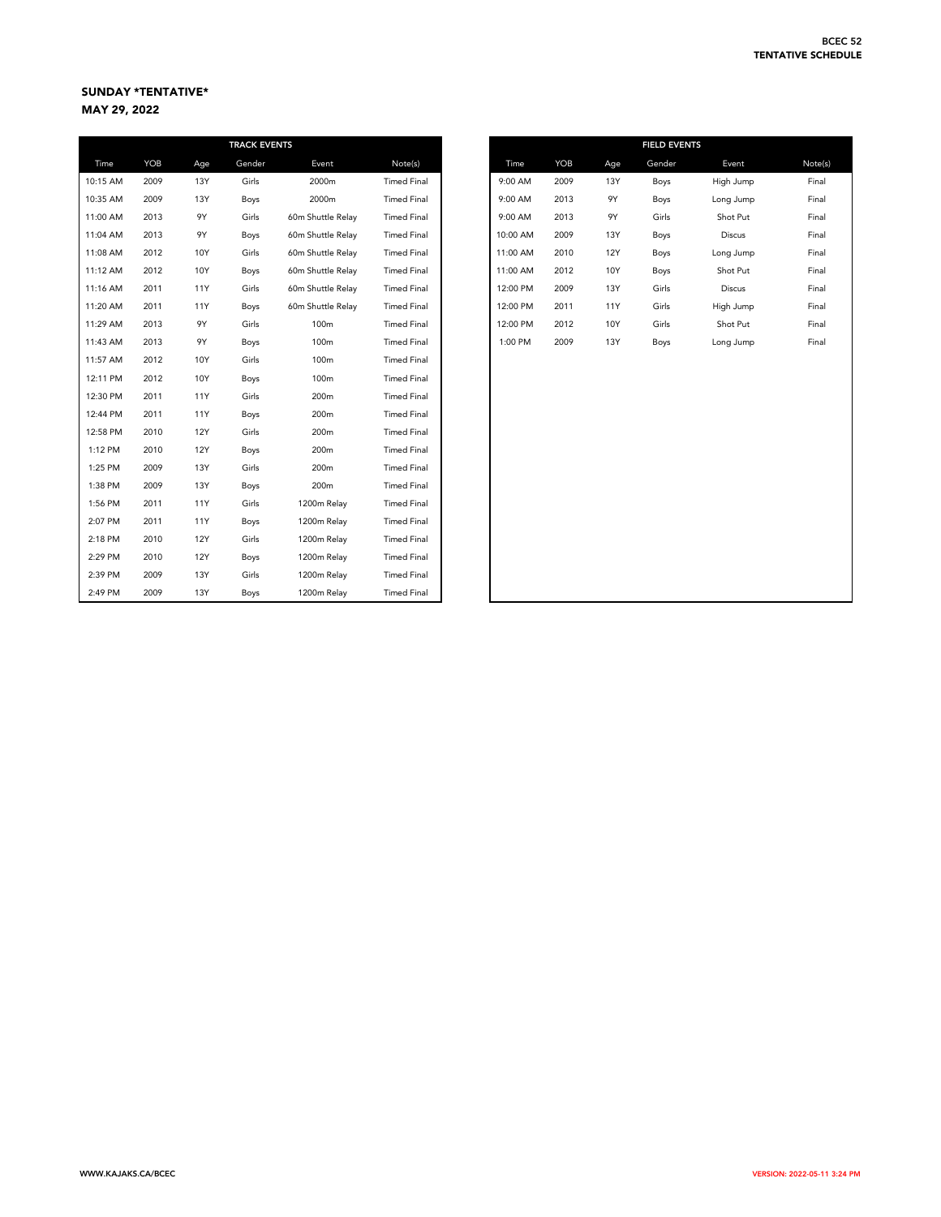**SUNDAY *TENTATIVE***

**MAY 29, 2022**

| TRACK EVENTS | | | | | |
|---|---|---|---|---|---|
| Time | YOB | Age | Gender | Event | Note(s) |
| 10:15 AM | 2009 | 13Y | Girls | 2000m | Timed Final |
| 10:35 AM | 2009 | 13Y | Boys | 2000m | Timed Final |
| 11:00 AM | 2013 | 9Y | Girls | 60m Shuttle Relay | Timed Final |
| 11:04 AM | 2013 | 9Y | Boys | 60m Shuttle Relay | Timed Final |
| 11:08 AM | 2012 | 10Y | Girls | 60m Shuttle Relay | Timed Final |
| 11:12 AM | 2012 | 10Y | Boys | 60m Shuttle Relay | Timed Final |
| 11:16 AM | 2011 | 11Y | Girls | 60m Shuttle Relay | Timed Final |
| 11:20 AM | 2011 | 11Y | Boys | 60m Shuttle Relay | Timed Final |
| 11:29 AM | 2013 | 9Y | Girls | 100m | Timed Final |
| 11:43 AM | 2013 | 9Y | Boys | 100m | Timed Final |
| 11:57 AM | 2012 | 10Y | Girls | 100m | Timed Final |
| 12:11 PM | 2012 | 10Y | Boys | 100m | Timed Final |
| 12:30 PM | 2011 | 11Y | Girls | 200m | Timed Final |
| 12:44 PM | 2011 | 11Y | Boys | 200m | Timed Final |
| 12:58 PM | 2010 | 12Y | Girls | 200m | Timed Final |
| 1:12 PM | 2010 | 12Y | Boys | 200m | Timed Final |
| 1:25 PM | 2009 | 13Y | Girls | 200m | Timed Final |
| 1:38 PM | 2009 | 13Y | Boys | 200m | Timed Final |
| 1:56 PM | 2011 | 11Y | Girls | 1200m Relay | Timed Final |
| 2:07 PM | 2011 | 11Y | Boys | 1200m Relay | Timed Final |
| 2:18 PM | 2010 | 12Y | Girls | 1200m Relay | Timed Final |
| 2:29 PM | 2010 | 12Y | Boys | 1200m Relay | Timed Final |
| 2:39 PM | 2009 | 13Y | Girls | 1200m Relay | Timed Final |
| 2:49 PM | 2009 | 13Y | Boys | 1200m Relay | Timed Final |

| FIELD EVENTS | | | | | |
|---|---|---|---|---|---|
| Time | YOB | Age | Gender | Event | Note(s) |
| 9:00 AM | 2009 | 13Y | Boys | High Jump | Final |
| 9:00 AM | 2013 | 9Y | Boys | Long Jump | Final |
| 9:00 AM | 2013 | 9Y | Girls | Shot Put | Final |
| 10:00 AM | 2009 | 13Y | Boys | Discus | Final |
| 11:00 AM | 2010 | 12Y | Boys | Long Jump | Final |
| 11:00 AM | 2012 | 10Y | Boys | Shot Put | Final |
| 12:00 PM | 2009 | 13Y | Girls | Discus | Final |
| 12:00 PM | 2011 | 11Y | Girls | High Jump | Final |
| 12:00 PM | 2012 | 10Y | Girls | Shot Put | Final |
| 1:00 PM | 2009 | 13Y | Boys | Long Jump | Final |